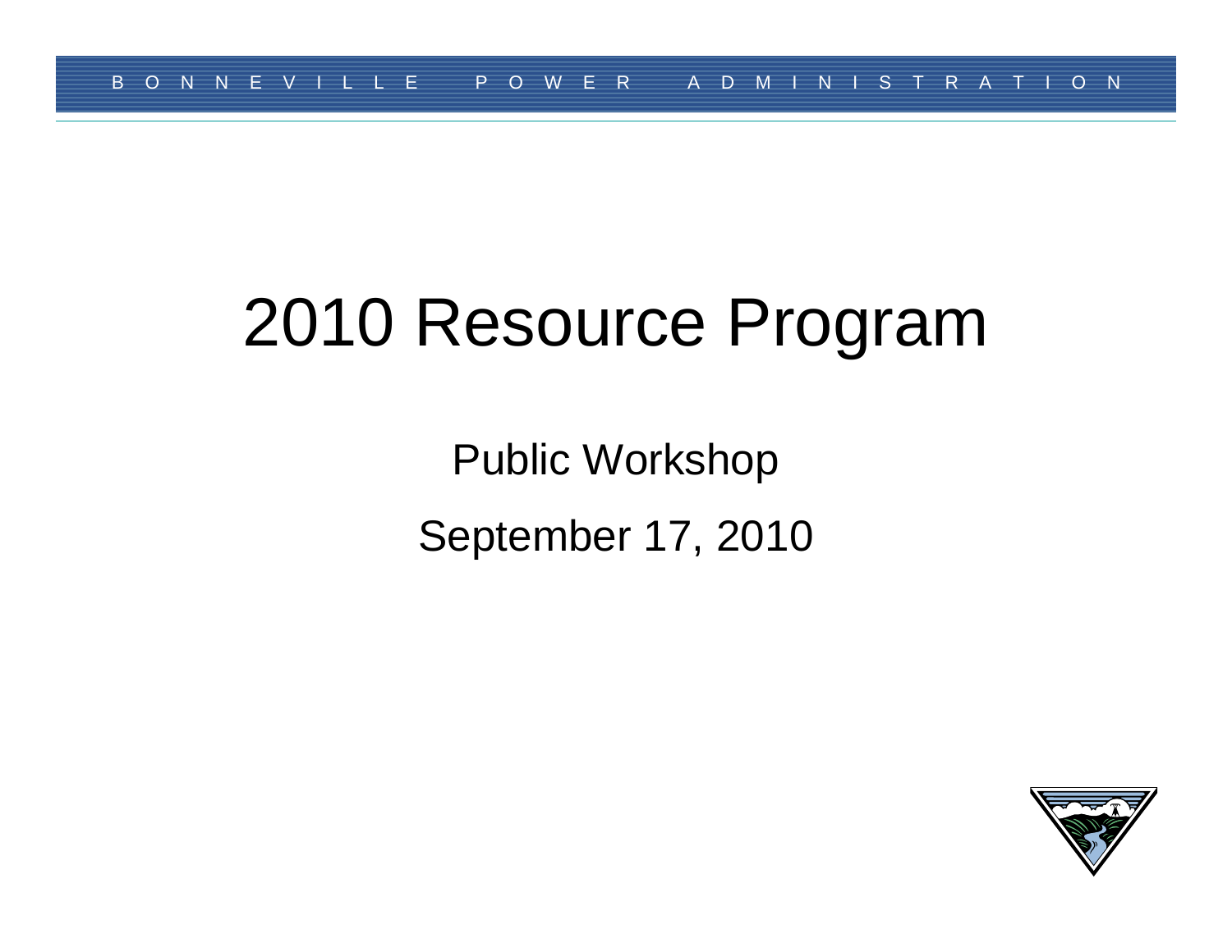B O N N E V I L L E   P O W E R   A D M I N I S T R A T I O N

# 2010 Resource Program

Public Workshop

September 17, 2010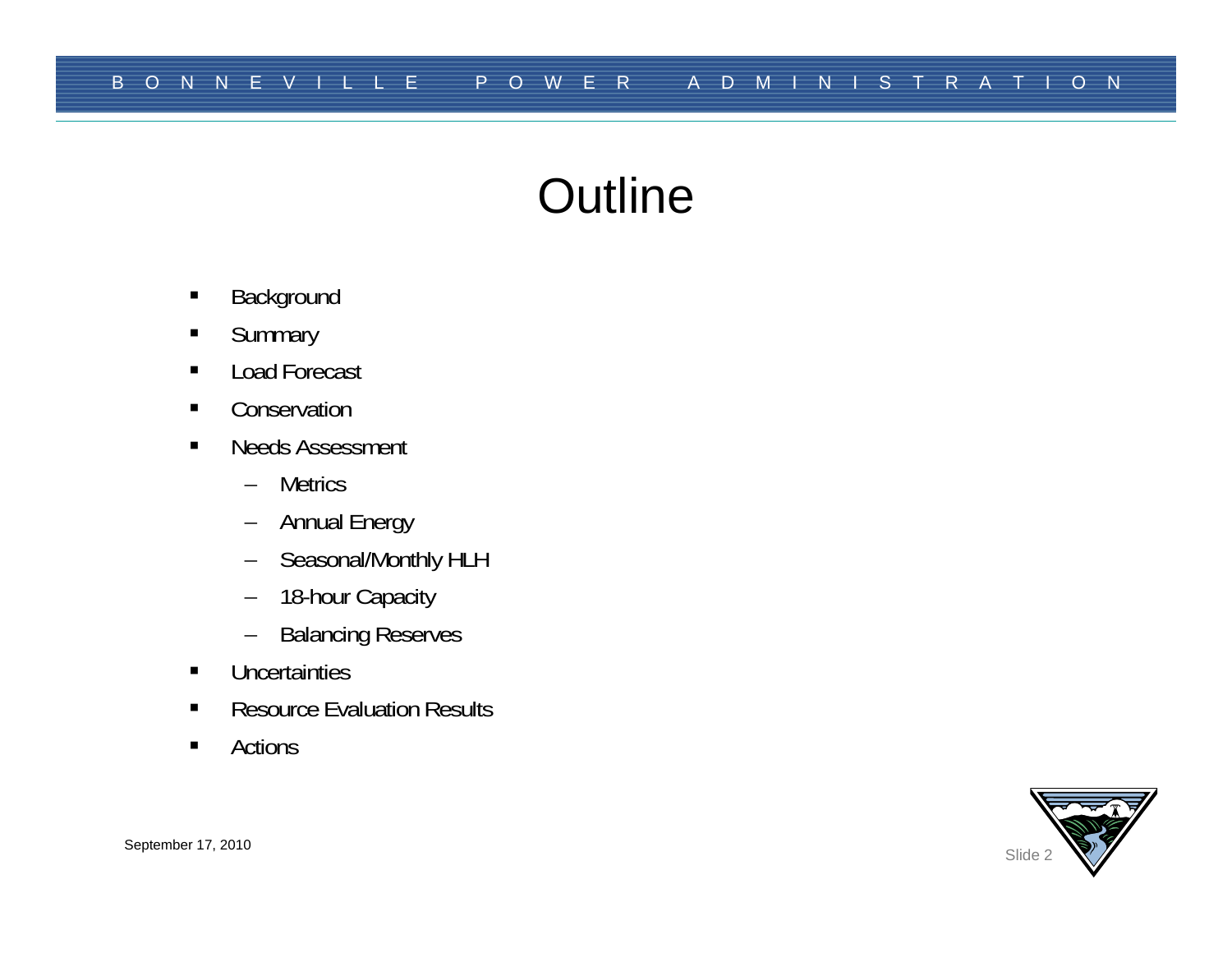# Outline

- Background
- Summary
- Load Forecast
- Conservation
- Needs Assessment
  - Metrics
  - Annual Energy
  - Seasonal/Monthly HLH
  - 18-hour Capacity
  - Balancing Reserves
- Uncertainties
- Resource Evaluation Results
- Actions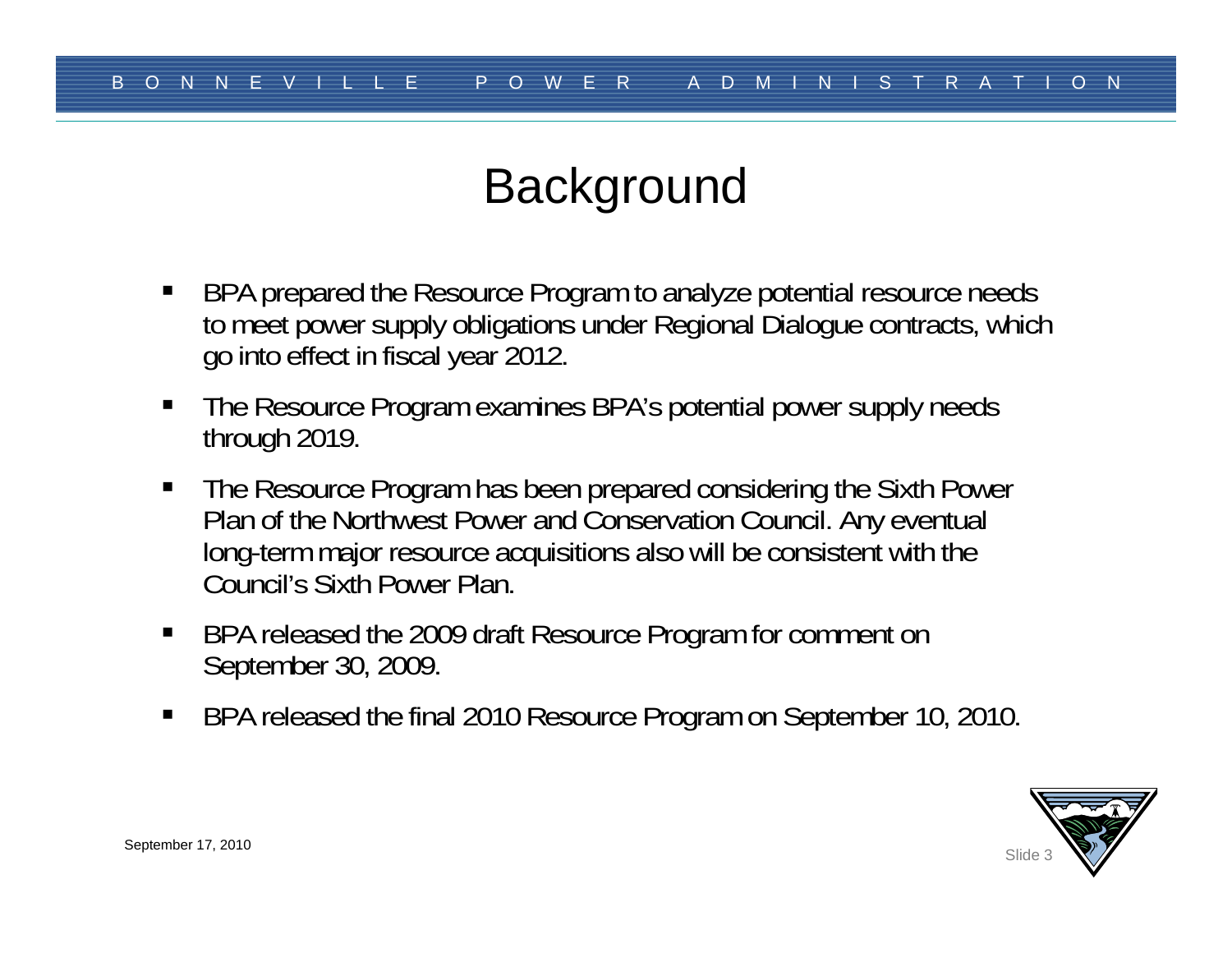# Background

- BPA prepared the Resource Program to analyze potential resource needs to meet power supply obligations under Regional Dialogue contracts, which go into effect in fiscal year 2012.
- The Resource Program examines BPA's potential power supply needs through 2019.
- The Resource Program has been prepared considering the Sixth Power Plan of the Northwest Power and Conservation Council. Any eventual long-term major resource acquisitions also will be consistent with the Council's Sixth Power Plan.
- BPA released the 2009 draft Resource Program for comment on September 30, 2009.
- BPA released the final 2010 Resource Program on September 10, 2010.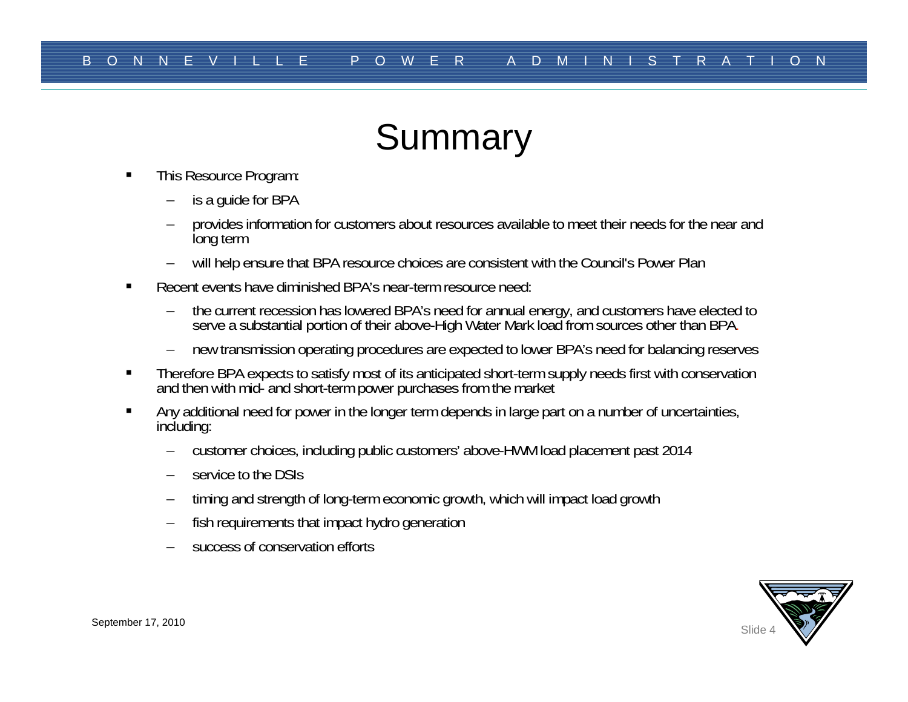# Summary

- This Resource Program:
  - is a guide for BPA
  - provides information for customers about resources available to meet their needs for the near and long term
  - will help ensure that BPA resource choices are consistent with the Council's Power Plan
- Recent events have diminished BPA's near-term resource need:
  - the current recession has lowered BPA's need for annual energy, and customers have elected to serve a substantial portion of their above-High Water Mark load from sources other than BPA.
  - new transmission operating procedures are expected to lower BPA's need for balancing reserves
- Therefore BPA expects to satisfy most of its anticipated short-term supply needs first with conservation and then with mid- and short-term power purchases from the market
- Any additional need for power in the longer term depends in large part on a number of uncertainties, including:
  - customer choices, including public customers' above-HWM load placement past 2014
  - service to the DSIs
  - timing and strength of long-term economic growth, which will impact load growth
  - fish requirements that impact hydro generation
  - success of conservation efforts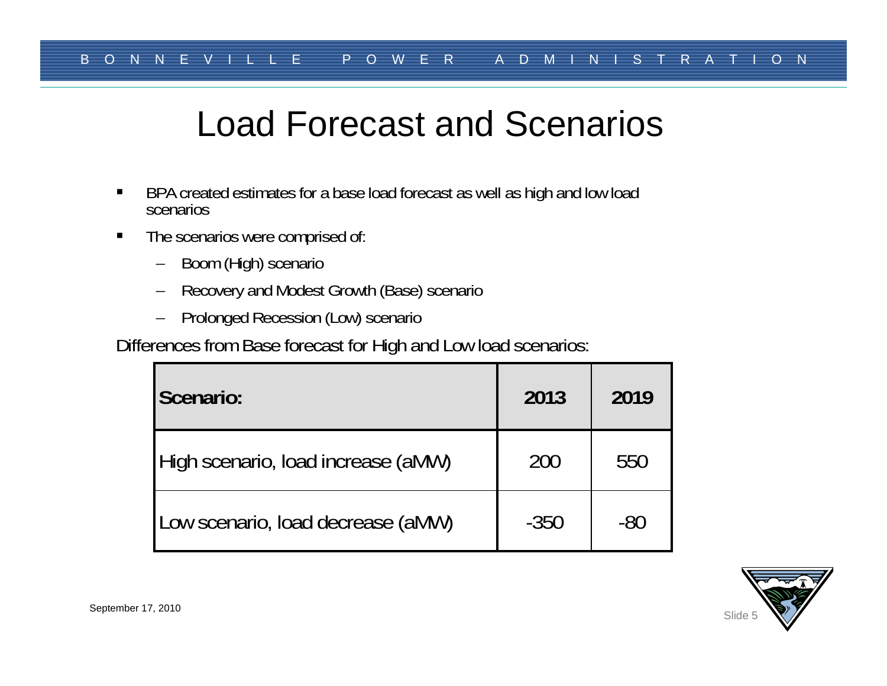# Load Forecast and Scenarios

- BPA created estimates for a base load forecast as well as high and low load scenarios
- The scenarios were comprised of:
  - Boom (High) scenario
  - Recovery and Modest Growth (Base) scenario
  - Prolonged Recession (Low) scenario

Differences from Base forecast for High and Low load scenarios:

| **Scenario:** | **2013** | **2019** |
|---|---|---|
| High scenario, load increase (aMW) | 200 | 550 |
| Low scenario, load decrease (aMW) | -350 | -80 |

September 17, 2010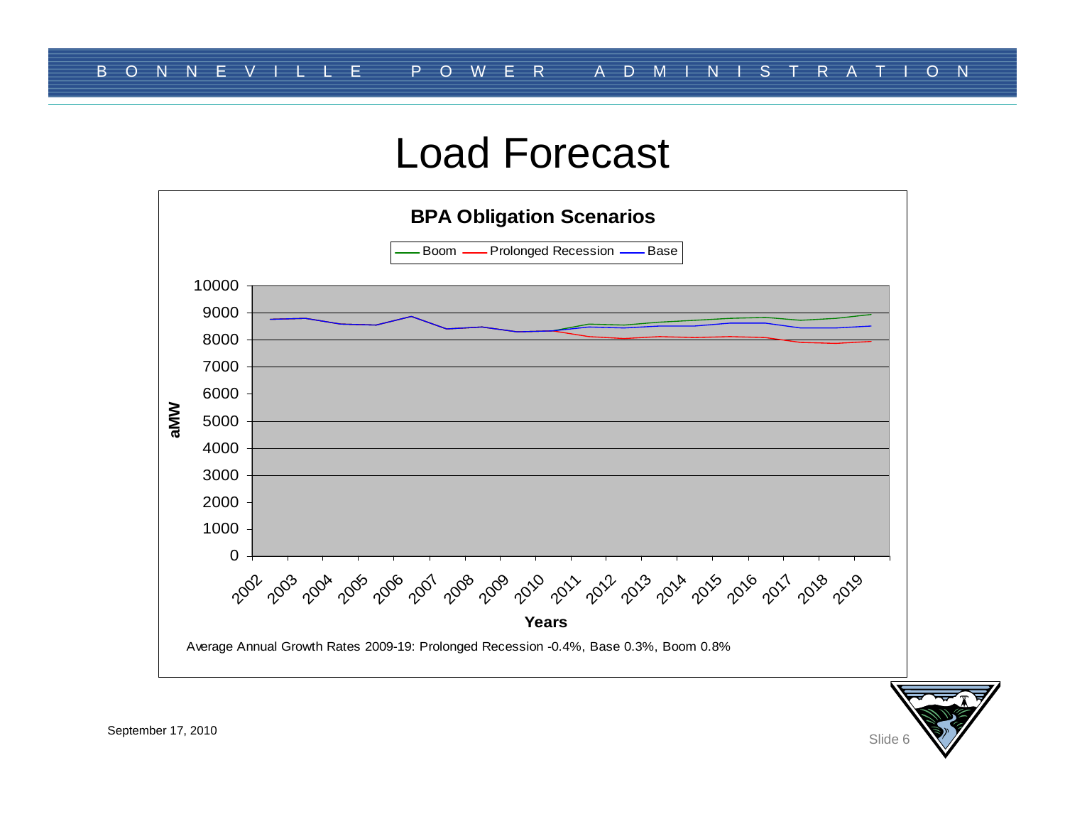# Load Forecast

**BPA Obligation Scenarios**

Boom — Prolonged Recession — Base

aMW

10000
9000
8000
7000
6000
5000
4000
3000
2000
1000
0

2002 2003 2004 2005 2006 2007 2008 2009 2010 2011 2012 2013 2014 2015 2016 2017 2018 2019

**Years**

Average Annual Growth Rates 2009-19: Prolonged Recession -0.4%, Base 0.3%, Boom 0.8%

September 17, 2010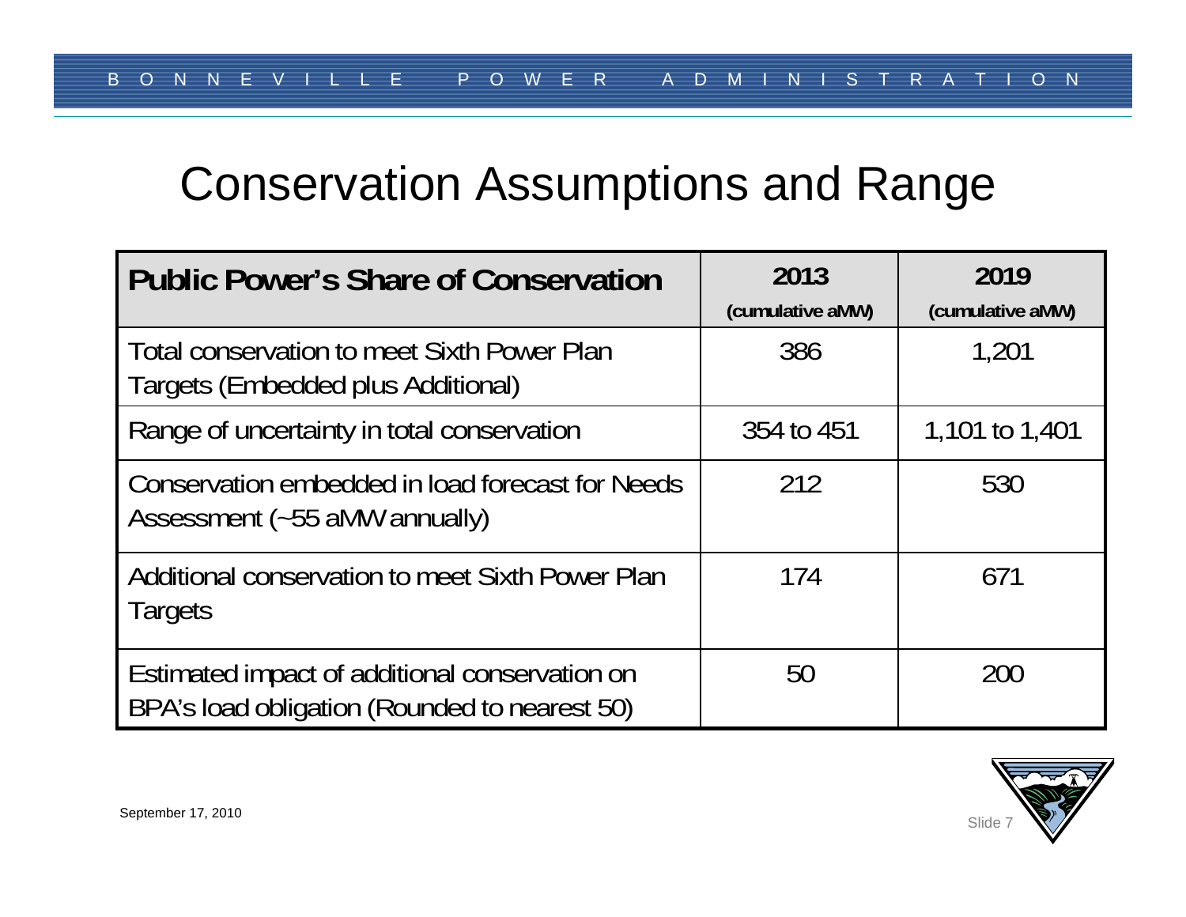# Conservation Assumptions and Range

| Public Power's Share of Conservation | 2013 (cumulative aMW) | 2019 (cumulative aMW) |
|---|---|---|
| Total conservation to meet Sixth Power Plan Targets (Embedded plus Additional) | 386 | 1,201 |
| Range of uncertainty in total conservation | 354 to 451 | 1,101 to 1,401 |
| Conservation embedded in load forecast for Needs Assessment (~55 aMW annually) | 212 | 530 |
| Additional conservation to meet Sixth Power Plan Targets | 174 | 671 |
| Estimated impact of additional conservation on BPA's load obligation (Rounded to nearest 50) | 50 | 200 |

September 17, 2010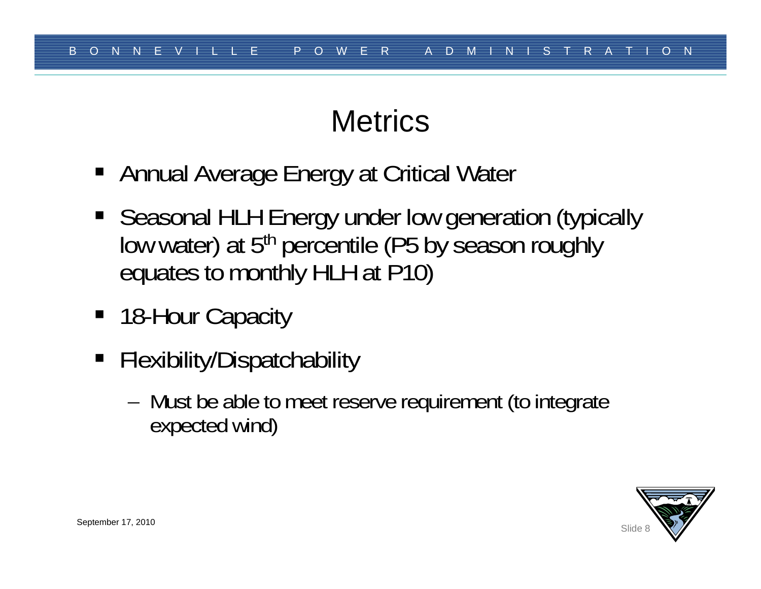# Metrics

- Annual Average Energy at Critical Water
- Seasonal HLH Energy under low generation (typically low water) at 5th percentile (P5 by season roughly equates to monthly HLH at P10)
- 18-Hour Capacity
- Flexibility/Dispatchability
  - Must be able to meet reserve requirement (to integrate expected wind)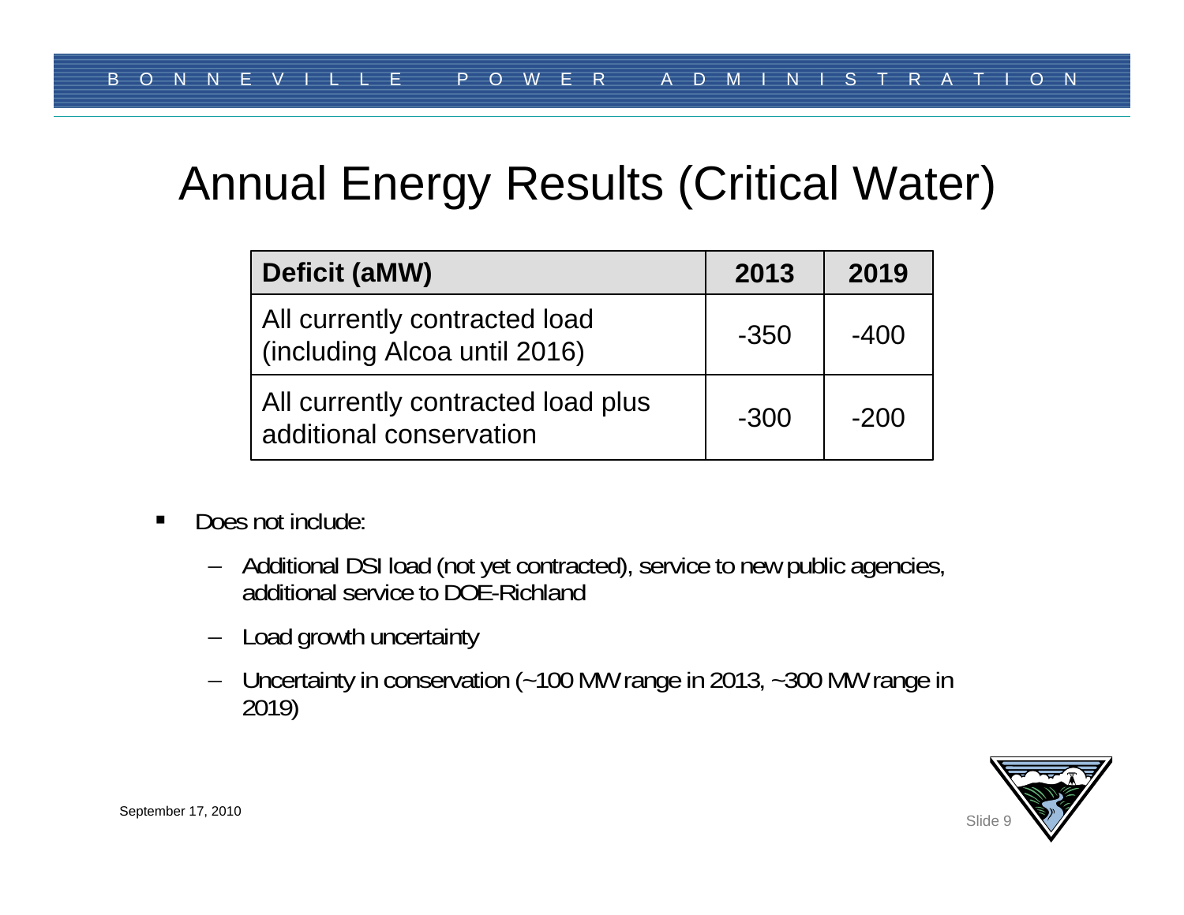# Annual Energy Results (Critical Water)

| Deficit (aMW) | 2013 | 2019 |
|---|---|---|
| All currently contracted load (including Alcoa until 2016) | -350 | -400 |
| All currently contracted load plus additional conservation | -300 | -200 |

- Does not include:
  - Additional DSI load (not yet contracted), service to new public agencies, additional service to DOE-Richland
  - Load growth uncertainty
  - Uncertainty in conservation (~100 MW range in 2013, ~300 MW range in 2019)

September 17, 2010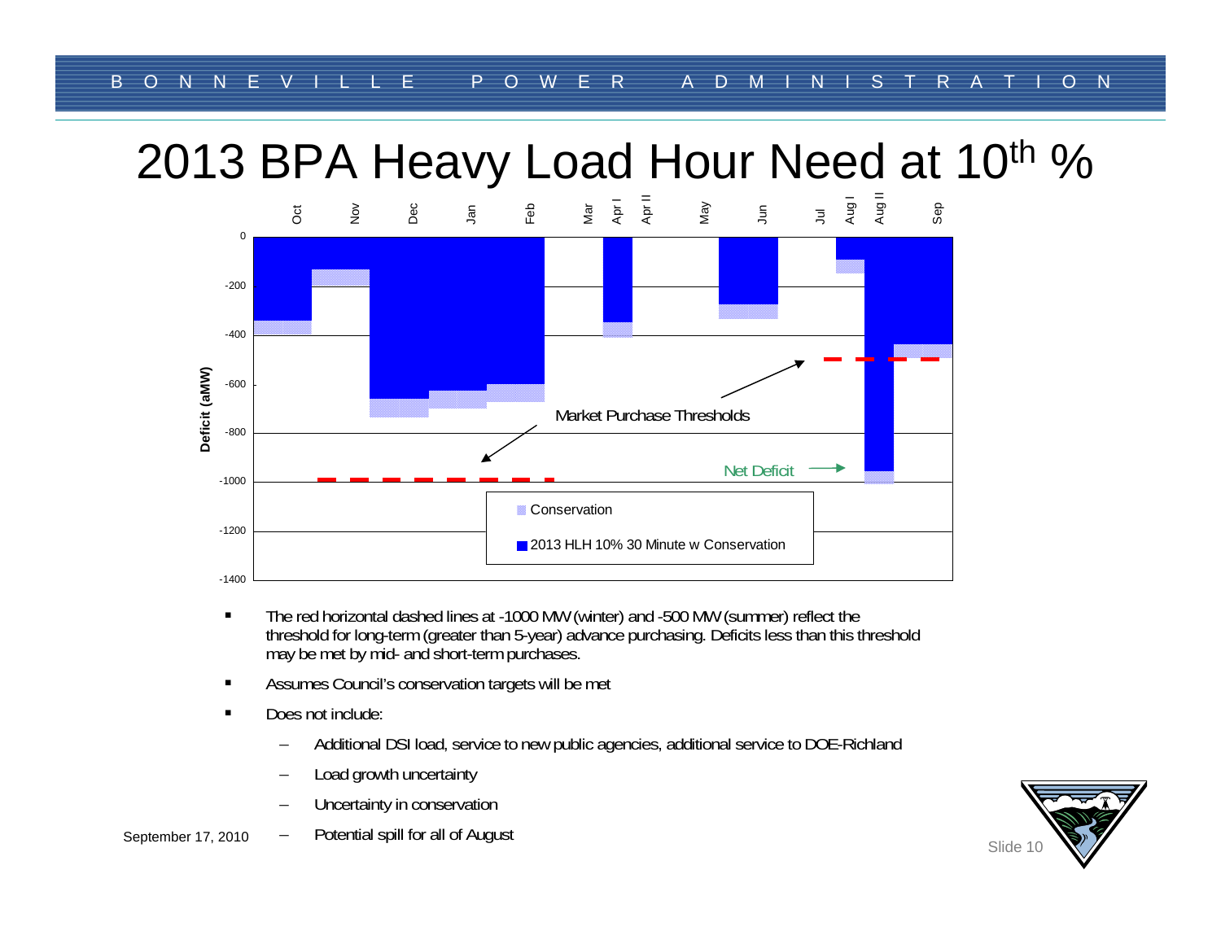# 2013 BPA Heavy Load Hour Need at 10th %

Oct Nov Dec Jan Feb Mar Apr I Apr II May Jun Jul Aug I Aug II Sep

0
-200
-400
-600
-800
-1000
-1200
-1400

Deficit (aMW)

Market Purchase Thresholds

Net Deficit

Conservation

2013 HLH 10% 30 Minute w Conservation

- The red horizontal dashed lines at -1000 MW (winter) and -500 MW (summer) reflect the threshold for long-term (greater than 5-year) advance purchasing. Deficits less than this threshold may be met by mid- and short-term purchases.
- Assumes Council's conservation targets will be met
- Does not include:
  - Additional DSI load, service to new public agencies, additional service to DOE-Richland
  - Load growth uncertainty
  - Uncertainty in conservation
  - Potential spill for all of August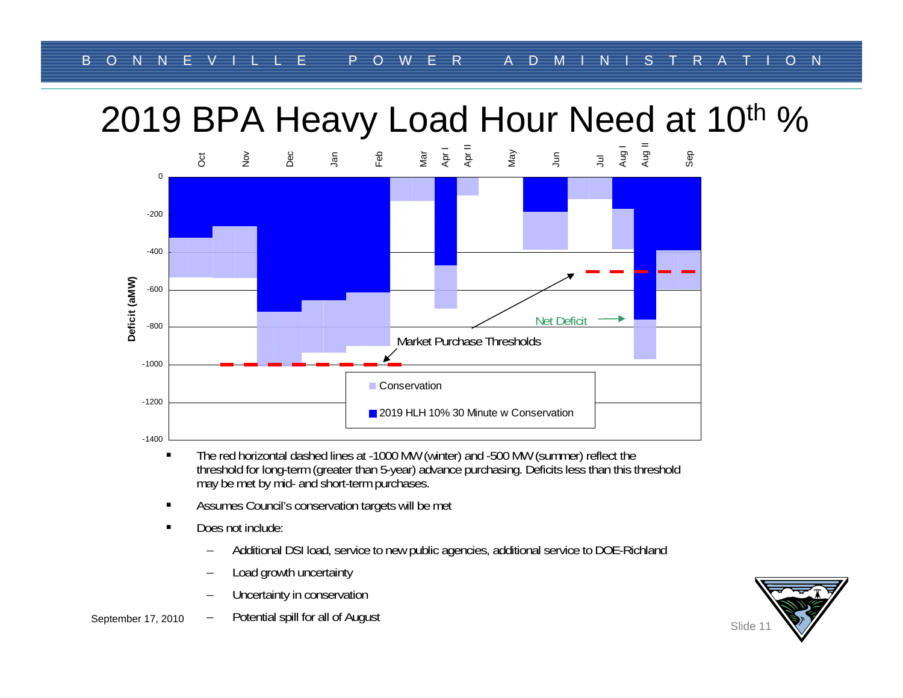# 2019 BPA Heavy Load Hour Need at 10th %

Oct
Nov
Dec
Jan
Feb
Mar
Apr I
Apr II
May
Jun
Jul
Aug I
Aug II
Sep

0
-200
-400
-600
-800
-1000
-1200
-1400

Deficit (aMW)

Net Deficit

Market Purchase Thresholds

Conservation

2019 HLH 10% 30 Minute w Conservation

- The red horizontal dashed lines at -1000 MW (winter) and -500 MW (summer) reflect the threshold for long-term (greater than 5-year) advance purchasing. Deficits less than this threshold may be met by mid- and short-term purchases.
- Assumes Council's conservation targets will be met
- Does not include:
  - Additional DSI load, service to new public agencies, additional service to DOE-Richland
  - Load growth uncertainty
  - Uncertainty in conservation
  - Potential spill for all of August

September 17, 2010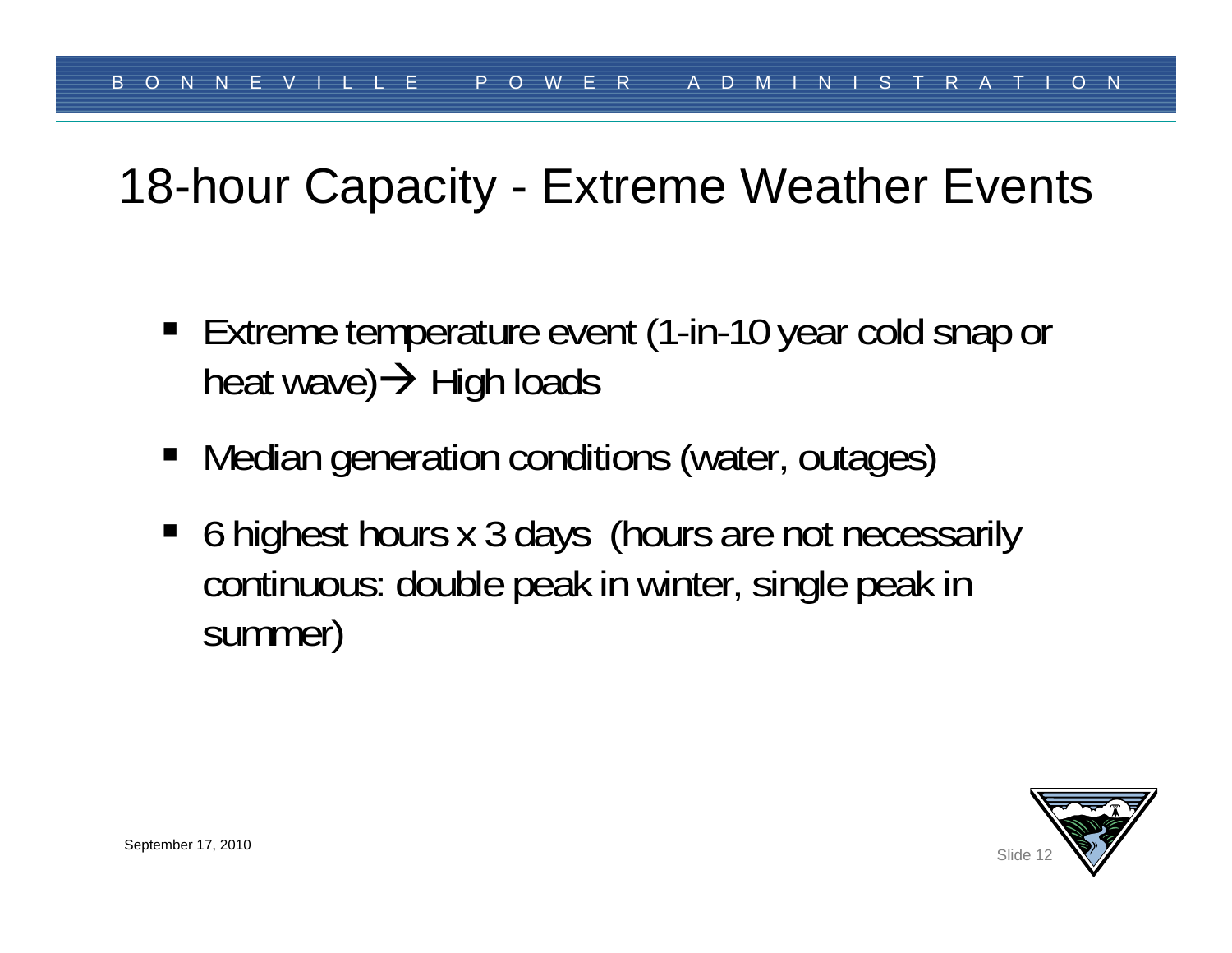# 18-hour Capacity - Extreme Weather Events

- Extreme temperature event (1-in-10 year cold snap or heat wave)→ High loads
- Median generation conditions (water, outages)
- 6 highest hours x 3 days (hours are not necessarily continuous: double peak in winter, single peak in summer)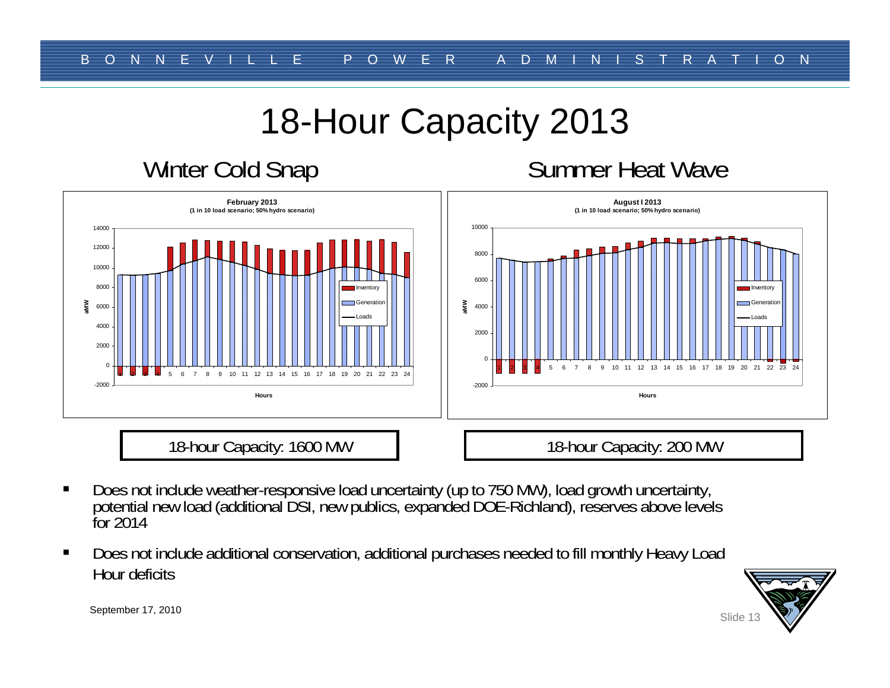# 18-Hour Capacity 2013

## Winter Cold Snap

February 2013
(1 in 10 load scenario; 50% hydro scenario)

14000
12000
10000
8000
6000
4000
2000
0
-2000

aMW

1 2 3 4 5 6 7 8 9 10 11 12 13 14 15 16 17 18 19 20 21 22 23 24

Hours

Inventory
Generation
Loads

18-hour Capacity: 1600 MW

## Summer Heat Wave

August I 2013
(1 in 10 load scenario; 50% hydro scenario)

10000
8000
6000
4000
2000
0
-2000

aMW

1 2 3 4 5 6 7 8 9 10 11 12 13 14 15 16 17 18 19 20 21 22 23 24

Hours

Inventory
Generation
Loads

18-hour Capacity: 200 MW

- Does not include weather-responsive load uncertainty (up to 750 MW), load growth uncertainty, potential new load (additional DSI, new publics, expanded DOE-Richland), reserves above levels for 2014
- Does not include additional conservation, additional purchases needed to fill monthly Heavy Load Hour deficits

September 17, 2010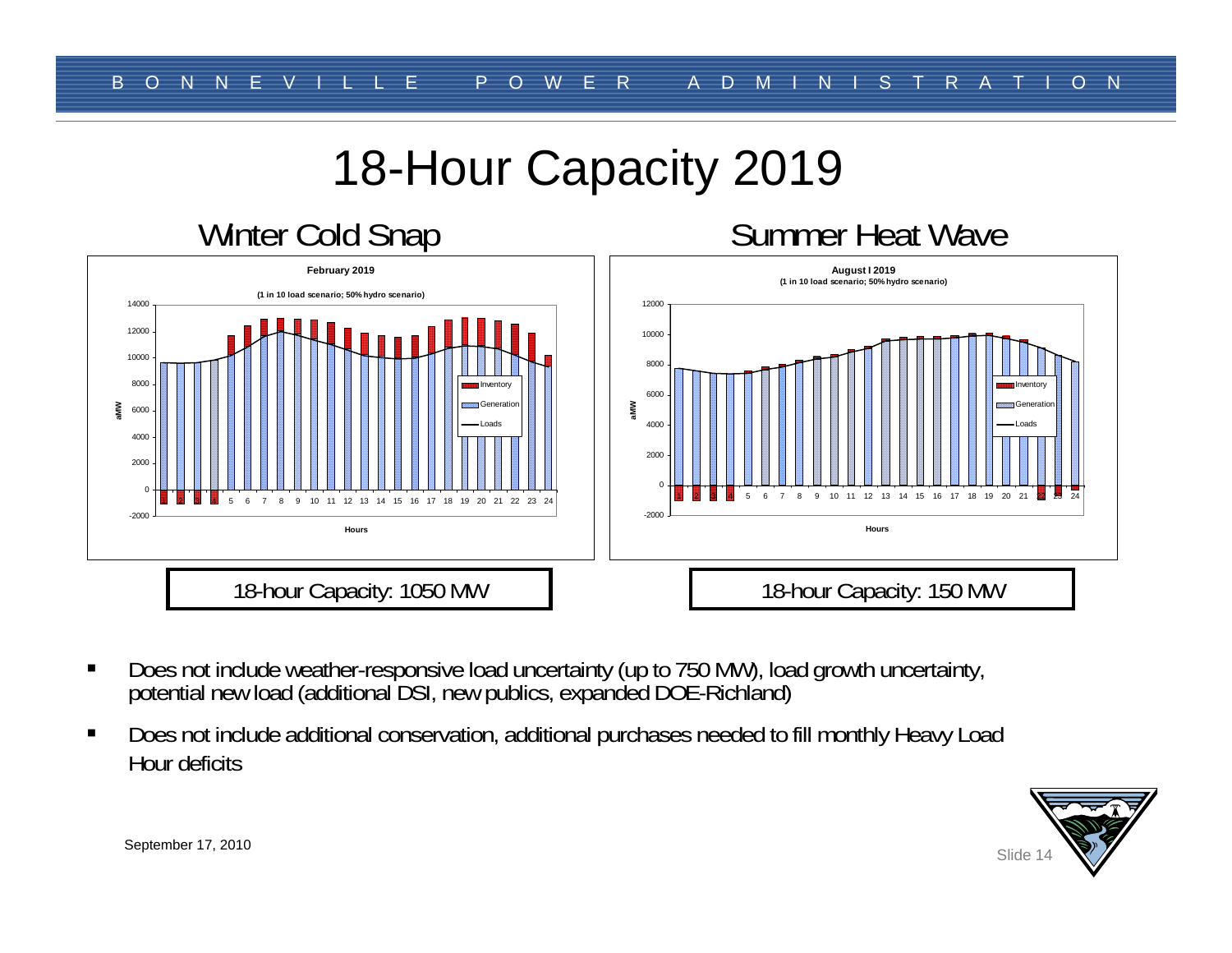# 18-Hour Capacity 2019

## Winter Cold Snap

February 2019

(1 in 10 load scenario; 50% hydro scenario)

14000
12000
10000
8000
6000
4000
2000
0
-2000

aMW

1 2 3 4 5 6 7 8 9 10 11 12 13 14 15 16 17 18 19 20 21 22 23 24

Hours

Inventory
Generation
Loads

18-hour Capacity: 1050 MW

## Summer Heat Wave

August I 2019

(1 in 10 load scenario; 50% hydro scenario)

12000
10000
8000
6000
4000
2000
0
-2000

aMW

1 2 3 4 5 6 7 8 9 10 11 12 13 14 15 16 17 18 19 20 21 22 23 24

Hours

Inventory
Generation
Loads

18-hour Capacity: 150 MW

- Does not include weather-responsive load uncertainty (up to 750 MW), load growth uncertainty, potential new load (additional DSI, new publics, expanded DOE-Richland)
- Does not include additional conservation, additional purchases needed to fill monthly Heavy Load Hour deficits

September 17, 2010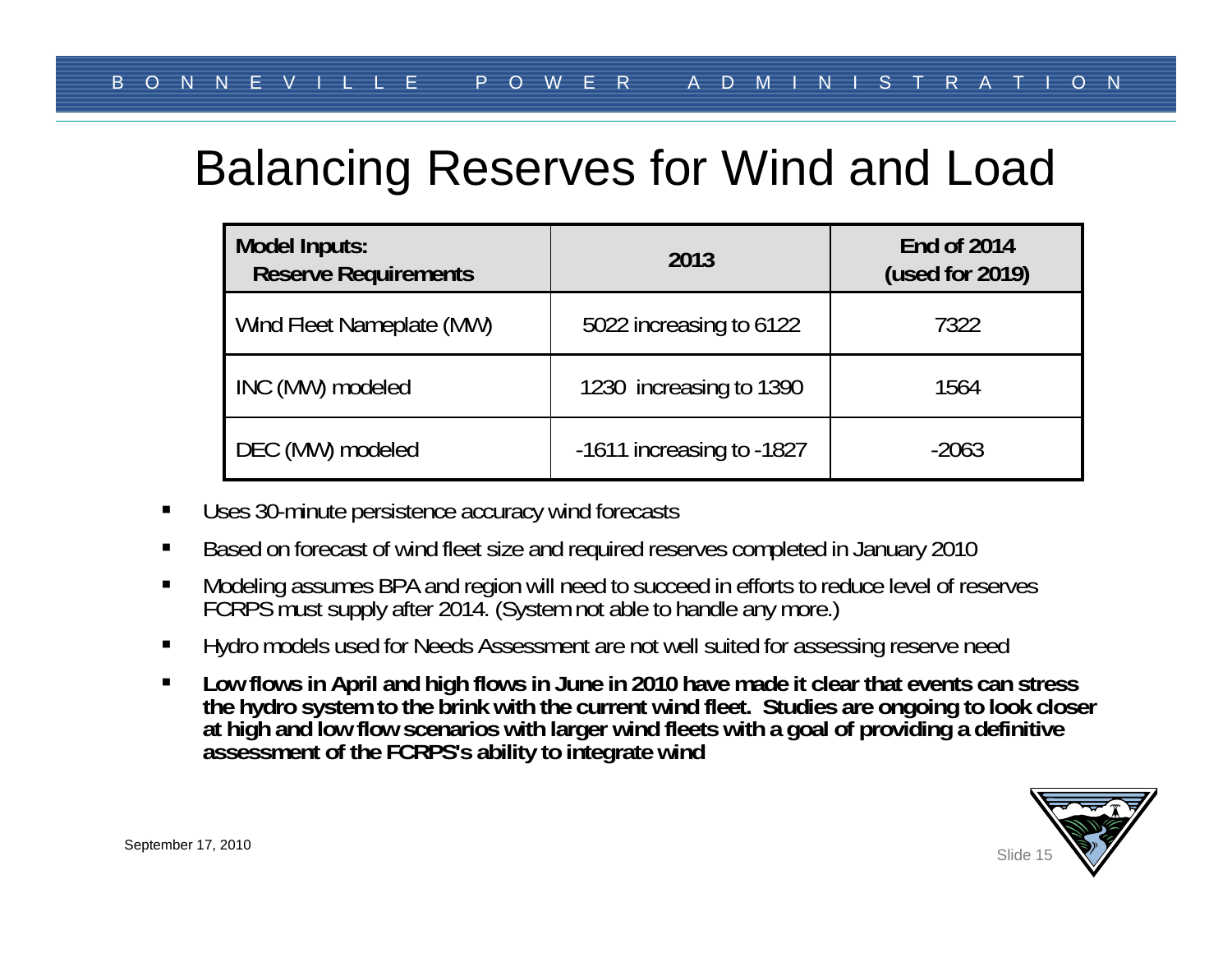# Balancing Reserves for Wind and Load

| Model Inputs: Reserve Requirements | 2013 | End of 2014 (used for 2019) |
|---|---|---|
| Wind Fleet Nameplate (MW) | 5022 increasing to 6122 | 7322 |
| INC (MW) modeled | 1230 increasing to 1390 | 1564 |
| DEC (MW) modeled | -1611 increasing to -1827 | -2063 |

- Uses 30-minute persistence accuracy wind forecasts
- Based on forecast of wind fleet size and required reserves completed in January 2010
- Modeling assumes BPA and region will need to succeed in efforts to reduce level of reserves FCRPS must supply after 2014. (System not able to handle any more.)
- Hydro models used for Needs Assessment are not well suited for assessing reserve need
- **Low flows in April and high flows in June in 2010 have made it clear that events can stress the hydro system to the brink with the current wind fleet. Studies are ongoing to look closer at high and low flow scenarios with larger wind fleets with a goal of providing a definitive assessment of the FCRPS's ability to integrate wind**

September 17, 2010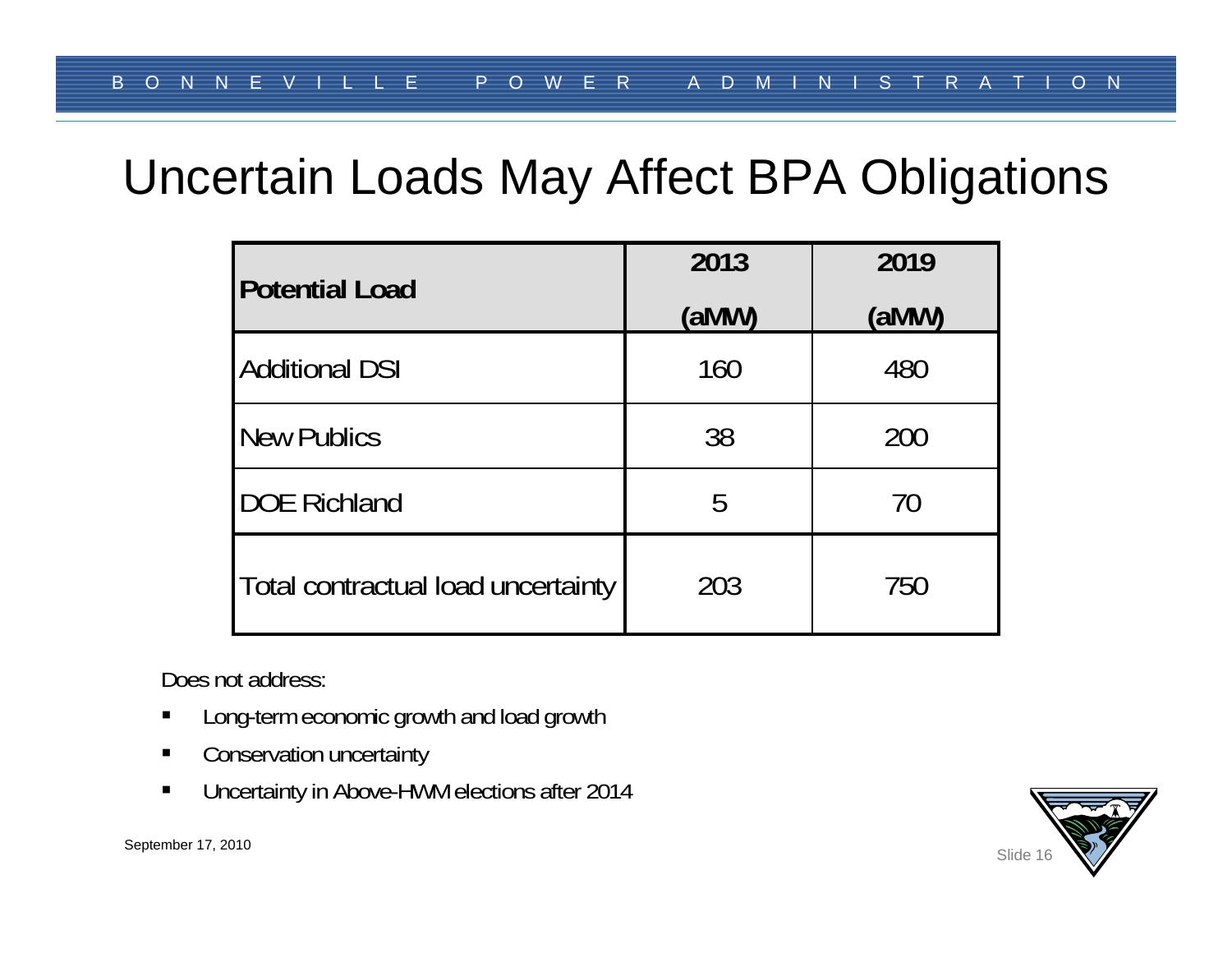# Uncertain Loads May Affect BPA Obligations

| Potential Load | 2013 (aMW) | 2019 (aMW) |
|---|---|---|
| Additional DSI | 160 | 480 |
| New Publics | 38 | 200 |
| DOE Richland | 5 | 70 |
| Total contractual load uncertainty | 203 | 750 |

Does not address:

- Long-term economic growth and load growth
- Conservation uncertainty
- Uncertainty in Above-HWM elections after 2014

September 17, 2010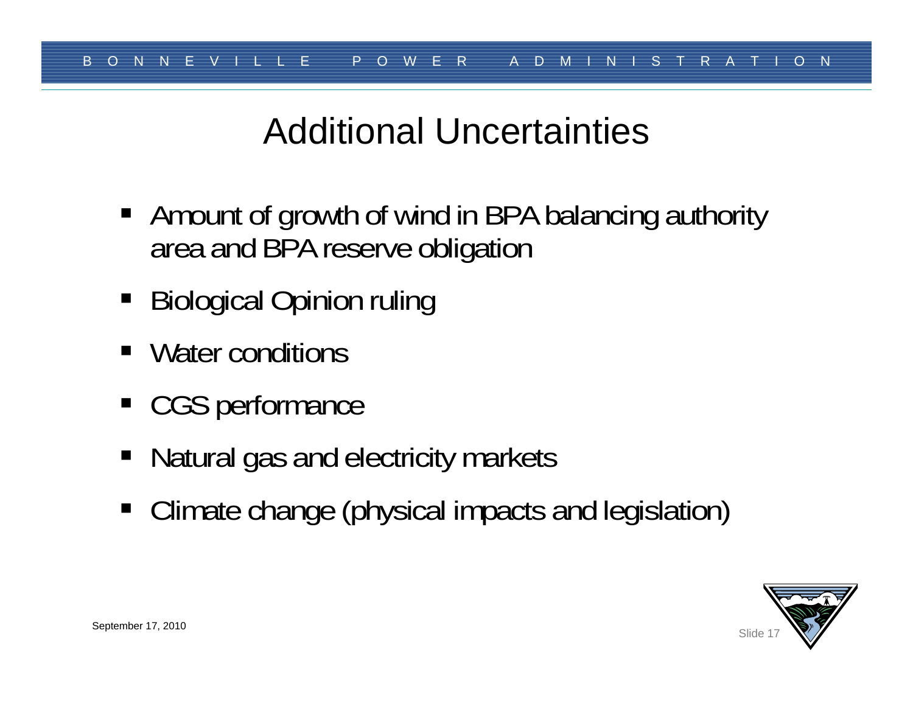# Additional Uncertainties

- Amount of growth of wind in BPA balancing authority area and BPA reserve obligation
- Biological Opinion ruling
- Water conditions
- CGS performance
- Natural gas and electricity markets
- Climate change (physical impacts and legislation)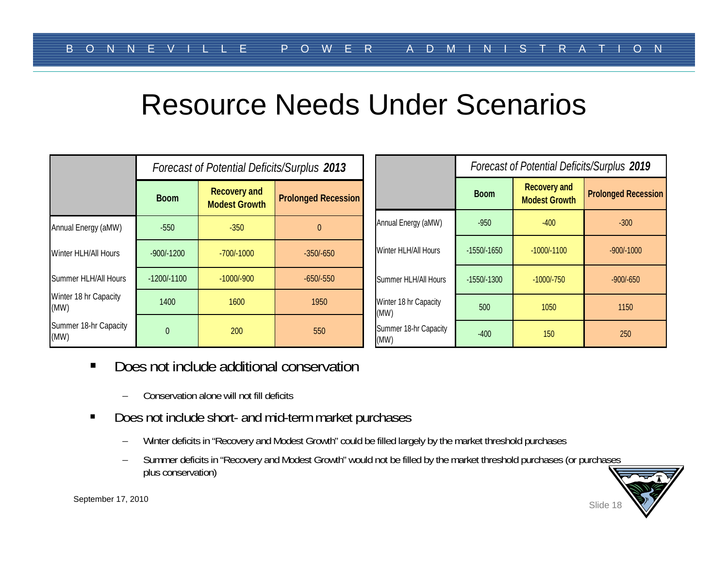# Resource Needs Under Scenarios

| | Forecast of Potential Deficits/Surplus **2013** | | |
|---|---|---|---|
| | **Boom** | **Recovery and Modest Growth** | **Prolonged Recession** |
| Annual Energy (aMW) | -550 | -350 | 0 |
| Winter HLH/All Hours | -900/-1200 | -700/-1000 | -350/-650 |
| Summer HLH/All Hours | -1200/-1100 | -1000/-900 | -650/-550 |
| Winter 18 hr Capacity (MW) | 1400 | 1600 | 1950 |
| Summer 18-hr Capacity (MW) | 0 | 200 | 550 |

| | Forecast of Potential Deficits/Surplus **2019** | | |
|---|---|---|---|
| | **Boom** | **Recovery and Modest Growth** | **Prolonged Recession** |
| Annual Energy (aMW) | -950 | -400 | -300 |
| Winter HLH/All Hours | -1550/-1650 | -1000/-1100 | -900/-1000 |
| Summer HLH/All Hours | -1550/-1300 | -1000/-750 | -900/-650 |
| Winter 18 hr Capacity (MW) | 500 | 1050 | 1150 |
| Summer 18-hr Capacity (MW) | -400 | 150 | 250 |

- Does not include additional conservation
  - Conservation alone will not fill deficits
- Does not include short- and mid-term market purchases
  - Winter deficits in "Recovery and Modest Growth" could be filled largely by the market threshold purchases
  - Summer deficits in "Recovery and Modest Growth" would not be filled by the market threshold purchases (or purchases plus conservation)

September 17, 2010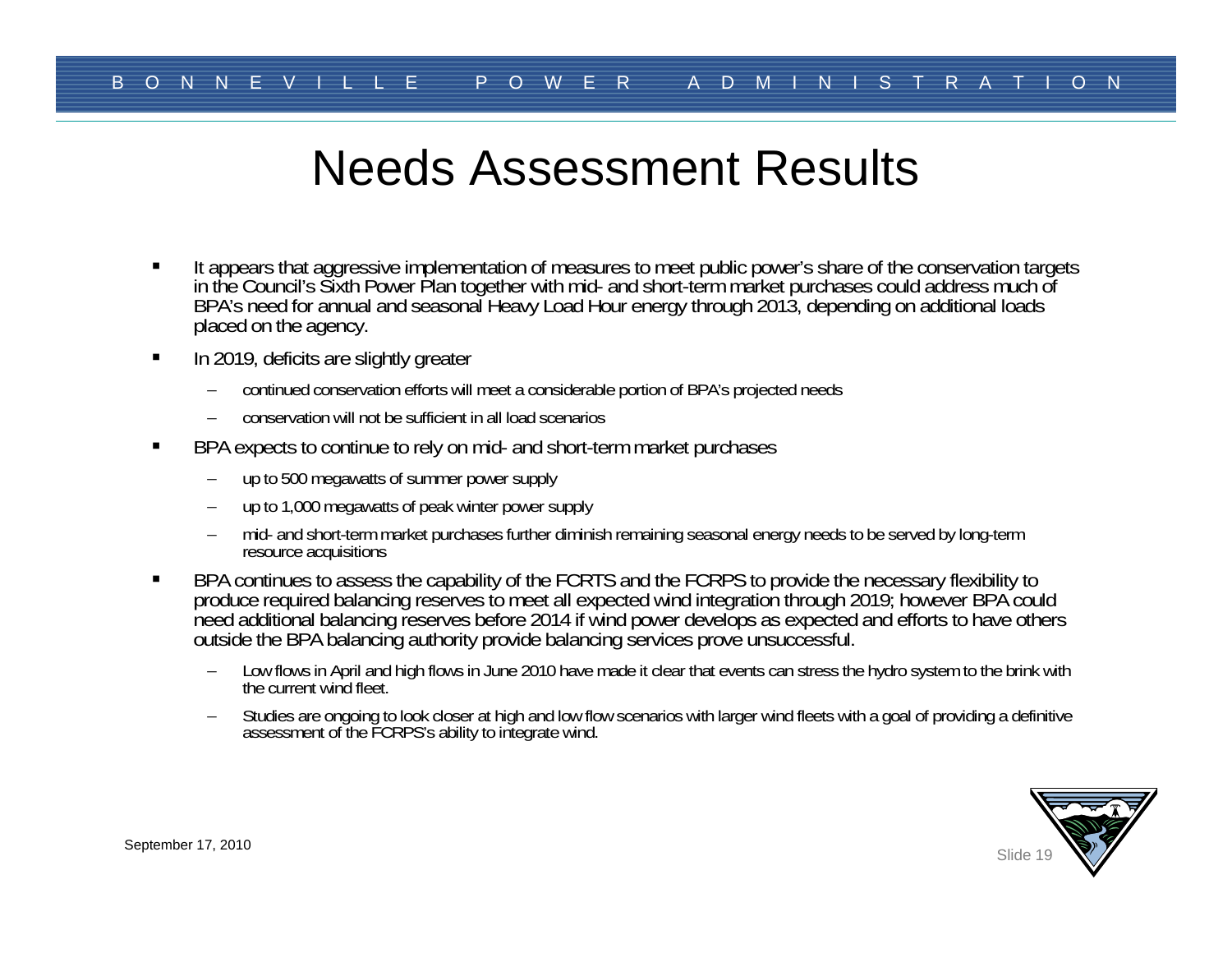# Needs Assessment Results

- It appears that aggressive implementation of measures to meet public power's share of the conservation targets in the Council's Sixth Power Plan together with mid- and short-term market purchases could address much of BPA's need for annual and seasonal Heavy Load Hour energy through 2013, depending on additional loads placed on the agency.
- In 2019, deficits are slightly greater
  - continued conservation efforts will meet a considerable portion of BPA's projected needs
  - conservation will not be sufficient in all load scenarios
- BPA expects to continue to rely on mid- and short-term market purchases
  - up to 500 megawatts of summer power supply
  - up to 1,000 megawatts of peak winter power supply
  - mid- and short-term market purchases further diminish remaining seasonal energy needs to be served by long-term resource acquisitions
- BPA continues to assess the capability of the FCRTS and the FCRPS to provide the necessary flexibility to produce required balancing reserves to meet all expected wind integration through 2019; however BPA could need additional balancing reserves before 2014 if wind power develops as expected and efforts to have others outside the BPA balancing authority provide balancing services prove unsuccessful.
  - Low flows in April and high flows in June 2010 have made it clear that events can stress the hydro system to the brink with the current wind fleet.
  - Studies are ongoing to look closer at high and low flow scenarios with larger wind fleets with a goal of providing a definitive assessment of the FCRPS's ability to integrate wind.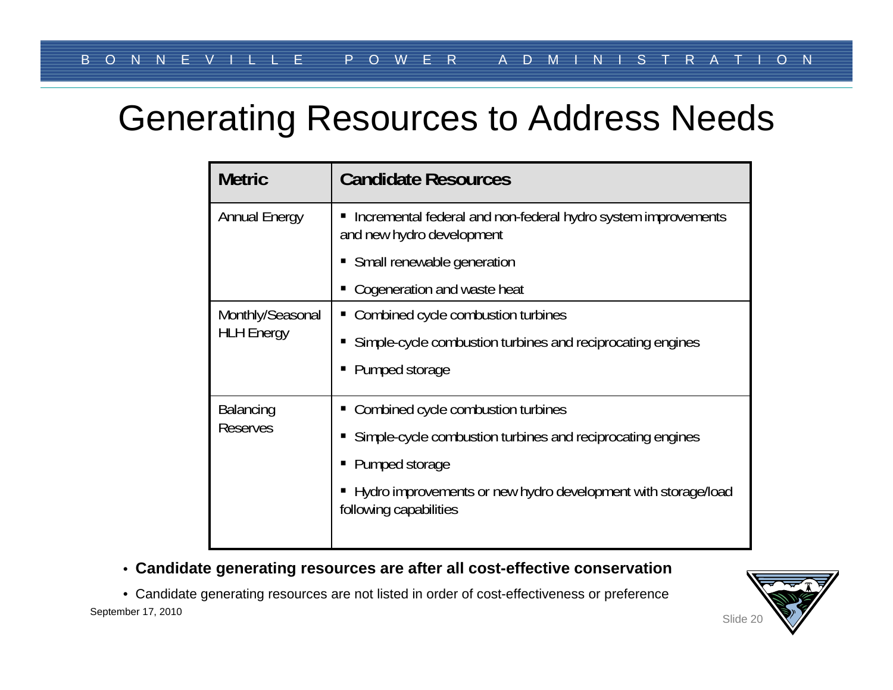# Generating Resources to Address Needs

| Metric | Candidate Resources |
|---|---|
| Annual Energy | ▪ Incremental federal and non-federal hydro system improvements and new hydro development<br>▪ Small renewable generation<br>▪ Cogeneration and waste heat |
| Monthly/Seasonal HLH Energy | ▪ Combined cycle combustion turbines<br>▪ Simple-cycle combustion turbines and reciprocating engines<br>▪ Pumped storage |
| Balancing Reserves | ▪ Combined cycle combustion turbines<br>▪ Simple-cycle combustion turbines and reciprocating engines<br>▪ Pumped storage<br>▪ Hydro improvements or new hydro development with storage/load following capabilities |

- **Candidate generating resources are after all cost-effective conservation**
- Candidate generating resources are not listed in order of cost-effectiveness or preference

September 17, 2010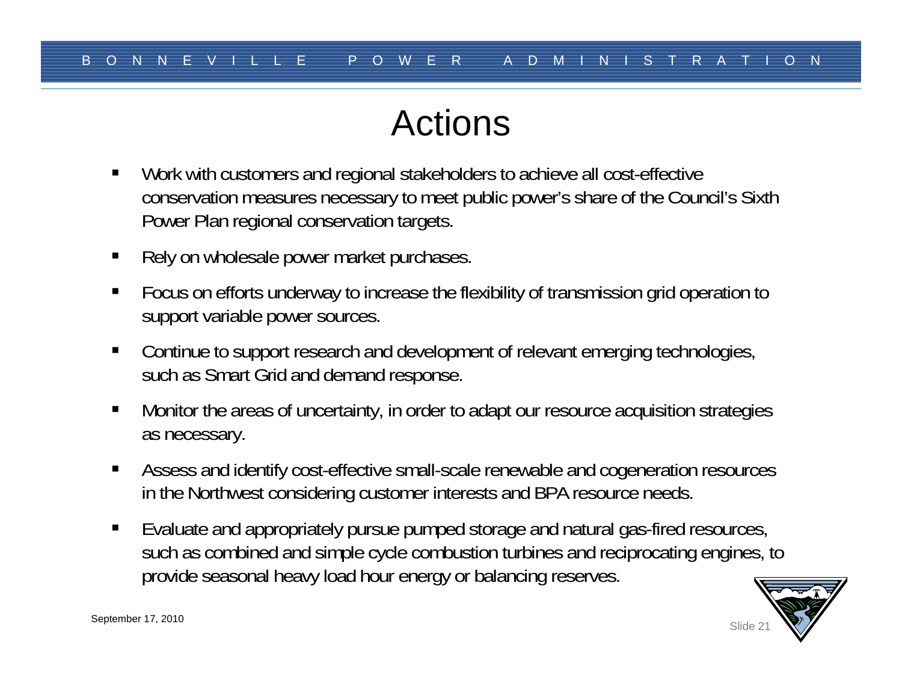# Actions

- Work with customers and regional stakeholders to achieve all cost-effective conservation measures necessary to meet public power's share of the Council's Sixth Power Plan regional conservation targets.
- Rely on wholesale power market purchases.
- Focus on efforts underway to increase the flexibility of transmission grid operation to support variable power sources.
- Continue to support research and development of relevant emerging technologies, such as Smart Grid and demand response.
- Monitor the areas of uncertainty, in order to adapt our resource acquisition strategies as necessary.
- Assess and identify cost-effective small-scale renewable and cogeneration resources in the Northwest considering customer interests and BPA resource needs.
- Evaluate and appropriately pursue pumped storage and natural gas-fired resources, such as combined and simple cycle combustion turbines and reciprocating engines, to provide seasonal heavy load hour energy or balancing reserves.